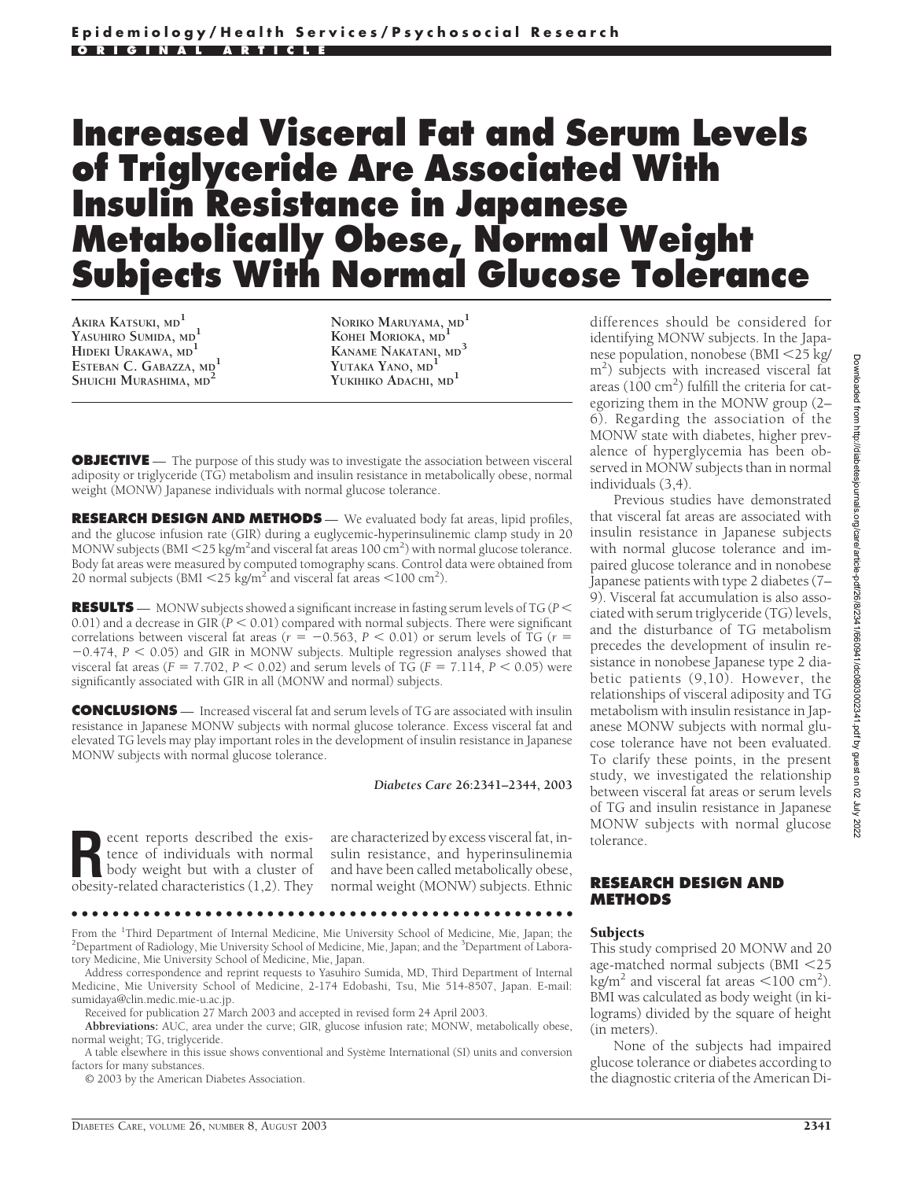Epidemiology/Health Services/Psychosocial Research

ORIGINAL ARTICLE

# Increased Visceral Fat and Serum Levels of Triglyceride Are Associated With Insulin Resistance in Japanese Metabolically Obese, Normal Weight Subjects With Normal Glucose Tolerance

AKIRA KATSUKI, MD[1]
YASUHIRO SUMIDA, MD[1]
HIDEKI URAKAWA, MD[1]
ESTEBAN C. GABAZZA, MD[1]
SHUICHI MURASHIMA, MD[2]
NORIKO MARUYAMA, MD[1]
KOHEI MORIOKA, MD[1]
KANAME NAKATANI, MD[3]
YUTAKA YANO, MD[1]
YUKIHIKO ADACHI, MD[1]

**OBJECTIVE** — The purpose of this study was to investigate the association between visceral adiposity or triglyceride (TG) metabolism and insulin resistance in metabolically obese, normal weight (MONW) Japanese individuals with normal glucose tolerance.

**RESEARCH DESIGN AND METHODS** — We evaluated body fat areas, lipid profiles, and the glucose infusion rate (GIR) during a euglycemic-hyperinsulinemic clamp study in 20 MONW subjects (BMI $<25$ kg/m$^2$ and visceral fat areas 100 cm$^2$) with normal glucose tolerance. Body fat areas were measured by computed tomography scans. Control data were obtained from 20 normal subjects (BMI $<25$ kg/m$^2$ and visceral fat areas $<100$ cm$^2$).

**RESULTS** — MONW subjects showed a significant increase in fasting serum levels of TG ($P < 0.01$) and a decrease in GIR ($P < 0.01$) compared with normal subjects. There were significant correlations between visceral fat areas ($r = -0.563$, $P < 0.01$) or serum levels of TG ($r = -0.474$, $P < 0.05$) and GIR in MONW subjects. Multiple regression analyses showed that visceral fat areas ($F = 7.702$, $P < 0.02$) and serum levels of TG ($F = 7.114$, $P < 0.05$) were significantly associated with GIR in all (MONW and normal) subjects.

**CONCLUSIONS** — Increased visceral fat and serum levels of TG are associated with insulin resistance in Japanese MONW subjects with normal glucose tolerance. Excess visceral fat and elevated TG levels may play important roles in the development of insulin resistance in Japanese MONW subjects with normal glucose tolerance.

*Diabetes Care* **26:**2341–2344, 2003

Recent reports described the existence of individuals with normal body weight but with a cluster of obesity-related characteristics (1,2). They are characterized by excess visceral fat, insulin resistance, and hyperinsulinemia and have been called metabolically obese, normal weight (MONW) subjects. Ethnic differences should be considered for identifying MONW subjects. In the Japanese population, nonobese (BMI $<25$ kg/m$^2$) subjects with increased visceral fat areas (100 cm$^2$) fulfill the criteria for categorizing them in the MONW group (2–6). Regarding the association of the MONW state with diabetes, higher prevalence of hyperglycemia has been observed in MONW subjects than in normal individuals (3,4).

Previous studies have demonstrated that visceral fat areas are associated with insulin resistance in Japanese subjects with normal glucose tolerance and impaired glucose tolerance and in nonobese Japanese patients with type 2 diabetes (7–9). Visceral fat accumulation is also associated with serum triglyceride (TG) levels, and the disturbance of TG metabolism precedes the development of insulin resistance in nonobese Japanese type 2 diabetic patients (9,10). However, the relationships of visceral adiposity and TG metabolism with insulin resistance in Japanese MONW subjects with normal glucose tolerance have not been evaluated. To clarify these points, in the present study, we investigated the relationship between visceral fat areas or serum levels of TG and insulin resistance in Japanese MONW subjects with normal glucose tolerance.

## RESEARCH DESIGN AND METHODS

### Subjects

This study comprised 20 MONW and 20 age-matched normal subjects (BMI $<25$ kg/m$^2$ and visceral fat areas $<100$ cm$^2$). BMI was calculated as body weight (in kilograms) divided by the square of height (in meters).

None of the subjects had impaired glucose tolerance or diabetes according to the diagnostic criteria of the American Di-

From the [1]Third Department of Internal Medicine, Mie University School of Medicine, Mie, Japan; the [2]Department of Radiology, Mie University School of Medicine, Mie, Japan; and the [3]Department of Laboratory Medicine, Mie University School of Medicine, Mie, Japan.

Address correspondence and reprint requests to Yasuhiro Sumida, MD, Third Department of Internal Medicine, Mie University School of Medicine, 2-174 Edobashi, Tsu, Mie 514-8507, Japan. E-mail: sumidaya@clin.medic.mie-u.ac.jp.

Received for publication 27 March 2003 and accepted in revised form 24 April 2003.

**Abbreviations:** AUC, area under the curve; GIR, glucose infusion rate; MONW, metabolically obese, normal weight; TG, triglyceride.

A table elsewhere in this issue shows conventional and Système International (SI) units and conversion factors for many substances.

© 2003 by the American Diabetes Association.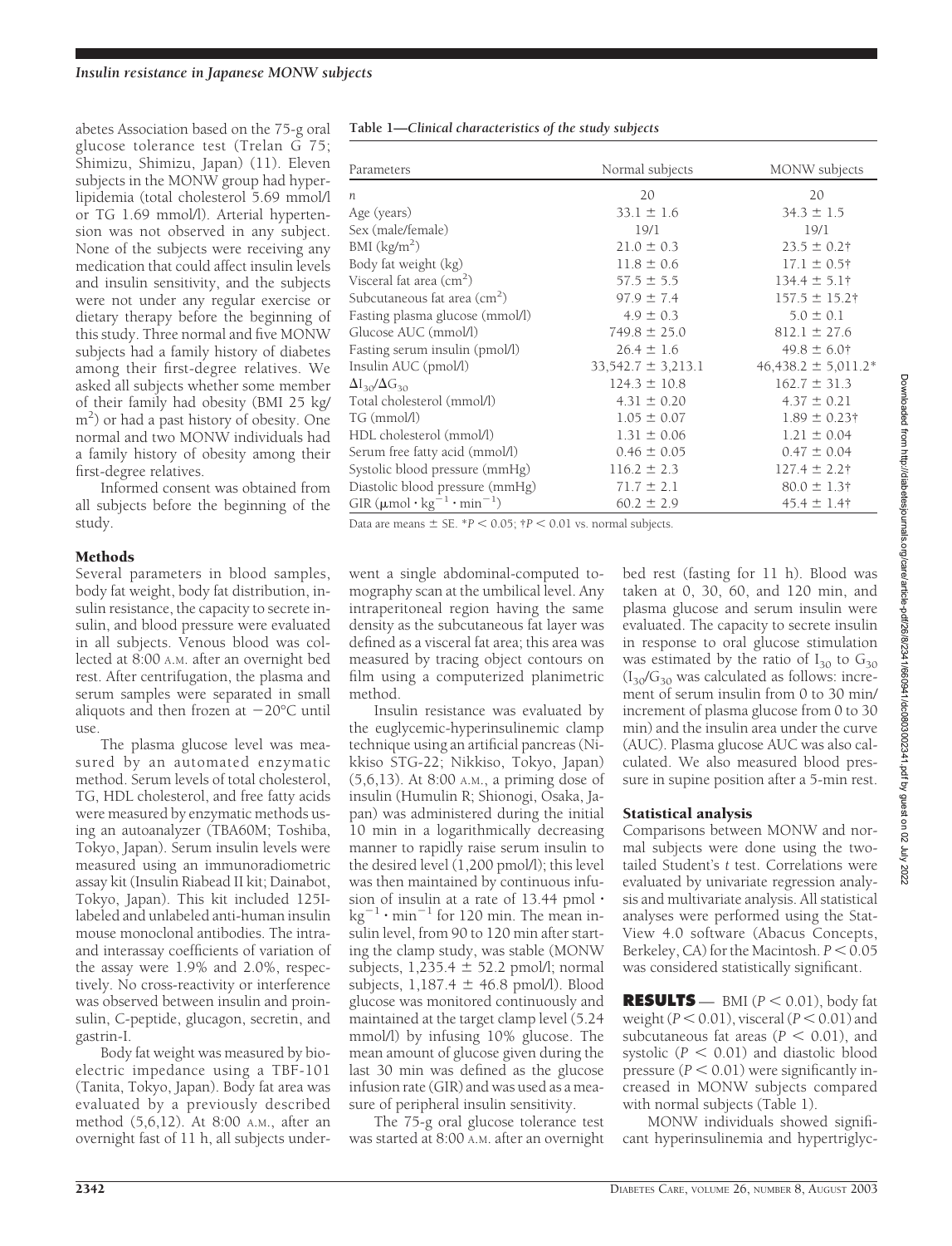abetes Association based on the 75-g oral glucose tolerance test (Trelan G 75; Shimizu, Shimizu, Japan) (11). Eleven subjects in the MONW group had hyperlipidemia (total cholesterol 5.69 mmol/l or TG 1.69 mmol/l). Arterial hypertension was not observed in any subject. None of the subjects were receiving any medication that could affect insulin levels and insulin sensitivity, and the subjects were not under any regular exercise or dietary therapy before the beginning of this study. Three normal and five MONW subjects had a family history of diabetes among their first-degree relatives. We asked all subjects whether some member of their family had obesity (BMI 25 kg/m$^2$) or had a past history of obesity. One normal and two MONW individuals had a family history of obesity among their first-degree relatives.

Informed consent was obtained from all subjects before the beginning of the study.

### Methods

Several parameters in blood samples, body fat weight, body fat distribution, insulin resistance, the capacity to secrete insulin, and blood pressure were evaluated in all subjects. Venous blood was collected at 8:00 A.M. after an overnight bed rest. After centrifugation, the plasma and serum samples were separated in small aliquots and then frozen at −20°C until use.

The plasma glucose level was measured by an automated enzymatic method. Serum levels of total cholesterol, TG, HDL cholesterol, and free fatty acids were measured by enzymatic methods using an autoanalyzer (TBA60M; Toshiba, Tokyo, Japan). Serum insulin levels were measured using an immunoradiometric assay kit (Insulin Riabead II kit; Dainabot, Tokyo, Japan). This kit included 125I-labeled and unlabeled anti-human insulin mouse monoclonal antibodies. The intra- and interassay coefficients of variation of the assay were 1.9% and 2.0%, respectively. No cross-reactivity or interference was observed between insulin and proinsulin, C-peptide, glucagon, secretin, and gastrin-I.

Body fat weight was measured by bioelectric impedance using a TBF-101 (Tanita, Tokyo, Japan). Body fat area was evaluated by a previously described method (5,6,12). At 8:00 A.M., after an overnight fast of 11 h, all subjects underwent a single abdominal-computed tomography scan at the umbilical level. Any intraperitoneal region having the same density as the subcutaneous fat layer was defined as a visceral fat area; this area was measured by tracing object contours on film using a computerized planimetric method.

Insulin resistance was evaluated by the euglycemic-hyperinsulinemic clamp technique using an artificial pancreas (Nikkiso STG-22; Nikkiso, Tokyo, Japan) (5,6,13). At 8:00 A.M., a priming dose of insulin (Humulin R; Shionogi, Osaka, Japan) was administered during the initial 10 min in a logarithmically decreasing manner to rapidly raise serum insulin to the desired level (1,200 pmol/l); this level was then maintained by continuous infusion of insulin at a rate of 13.44 pmol · kg$^{-1}$ · min$^{-1}$ for 120 min. The mean insulin level, from 90 to 120 min after starting the clamp study, was stable (MONW subjects, 1,235.4 ± 52.2 pmol/l; normal subjects, 1,187.4 ± 46.8 pmol/l). Blood glucose was monitored continuously and maintained at the target clamp level (5.24 mmol/l) by infusing 10% glucose. The mean amount of glucose given during the last 30 min was defined as the glucose infusion rate (GIR) and was used as a measure of peripheral insulin sensitivity.

The 75-g oral glucose tolerance test was started at 8:00 A.M. after an overnight bed rest (fasting for 11 h). Blood was taken at 0, 30, 60, and 120 min, and plasma glucose and serum insulin were evaluated. The capacity to secrete insulin in response to oral glucose stimulation was estimated by the ratio of $I_{30}$ to $G_{30}$ ($I_{30}/G_{30}$ was calculated as follows: increment of serum insulin from 0 to 30 min/increment of plasma glucose from 0 to 30 min) and the insulin area under the curve (AUC). Plasma glucose AUC was also calculated. We also measured blood pressure in supine position after a 5-min rest.

### Statistical analysis

Comparisons between MONW and normal subjects were done using the two-tailed Student's *t* test. Correlations were evaluated by univariate regression analysis and multivariate analysis. All statistical analyses were performed using the Stat-View 4.0 software (Abacus Concepts, Berkeley, CA) for the Macintosh. $P < 0.05$ was considered statistically significant.

**Table 1—*Clinical characteristics of the study subjects***

| Parameters | Normal subjects | MONW subjects |
|---|---|---|
| *n* | 20 | 20 |
| Age (years) | 33.1 ± 1.6 | 34.3 ± 1.5 |
| Sex (male/female) | 19/1 | 19/1 |
| BMI (kg/m$^2$) | 21.0 ± 0.3 | 23.5 ± 0.2† |
| Body fat weight (kg) | 11.8 ± 0.6 | 17.1 ± 0.5† |
| Visceral fat area (cm$^2$) | 57.5 ± 5.5 | 134.4 ± 5.1† |
| Subcutaneous fat area (cm$^2$) | 97.9 ± 7.4 | 157.5 ± 15.2† |
| Fasting plasma glucose (mmol/l) | 4.9 ± 0.3 | 5.0 ± 0.1 |
| Glucose AUC (mmol/l) | 749.8 ± 25.0 | 812.1 ± 27.6 |
| Fasting serum insulin (pmol/l) | 26.4 ± 1.6 | 49.8 ± 6.0† |
| Insulin AUC (pmol/l) | 33,542.7 ± 3,213.1 | 46,438.2 ± 5,011.2* |
| $\Delta I_{30}/\Delta G_{30}$ | 124.3 ± 10.8 | 162.7 ± 31.3 |
| Total cholesterol (mmol/l) | 4.31 ± 0.20 | 4.37 ± 0.21 |
| TG (mmol/l) | 1.05 ± 0.07 | 1.89 ± 0.23† |
| HDL cholesterol (mmol/l) | 1.31 ± 0.06 | 1.21 ± 0.04 |
| Serum free fatty acid (mmol/l) | 0.46 ± 0.05 | 0.47 ± 0.04 |
| Systolic blood pressure (mmHg) | 116.2 ± 2.3 | 127.4 ± 2.2† |
| Diastolic blood pressure (mmHg) | 71.7 ± 2.1 | 80.0 ± 1.3† |
| GIR (μmol · kg$^{-1}$ · min$^{-1}$) | 60.2 ± 2.9 | 45.4 ± 1.4† |

Data are means ± SE. *$P < 0.05$; †$P < 0.01$ vs. normal subjects.

**RESULTS** — BMI ($P < 0.01$), body fat weight ($P < 0.01$), visceral ($P < 0.01$) and subcutaneous fat areas ($P < 0.01$), and systolic ($P < 0.01$) and diastolic blood pressure ($P < 0.01$) were significantly increased in MONW subjects compared with normal subjects (Table 1).

MONW individuals showed significant hyperinsulinemia and hypertriglyc-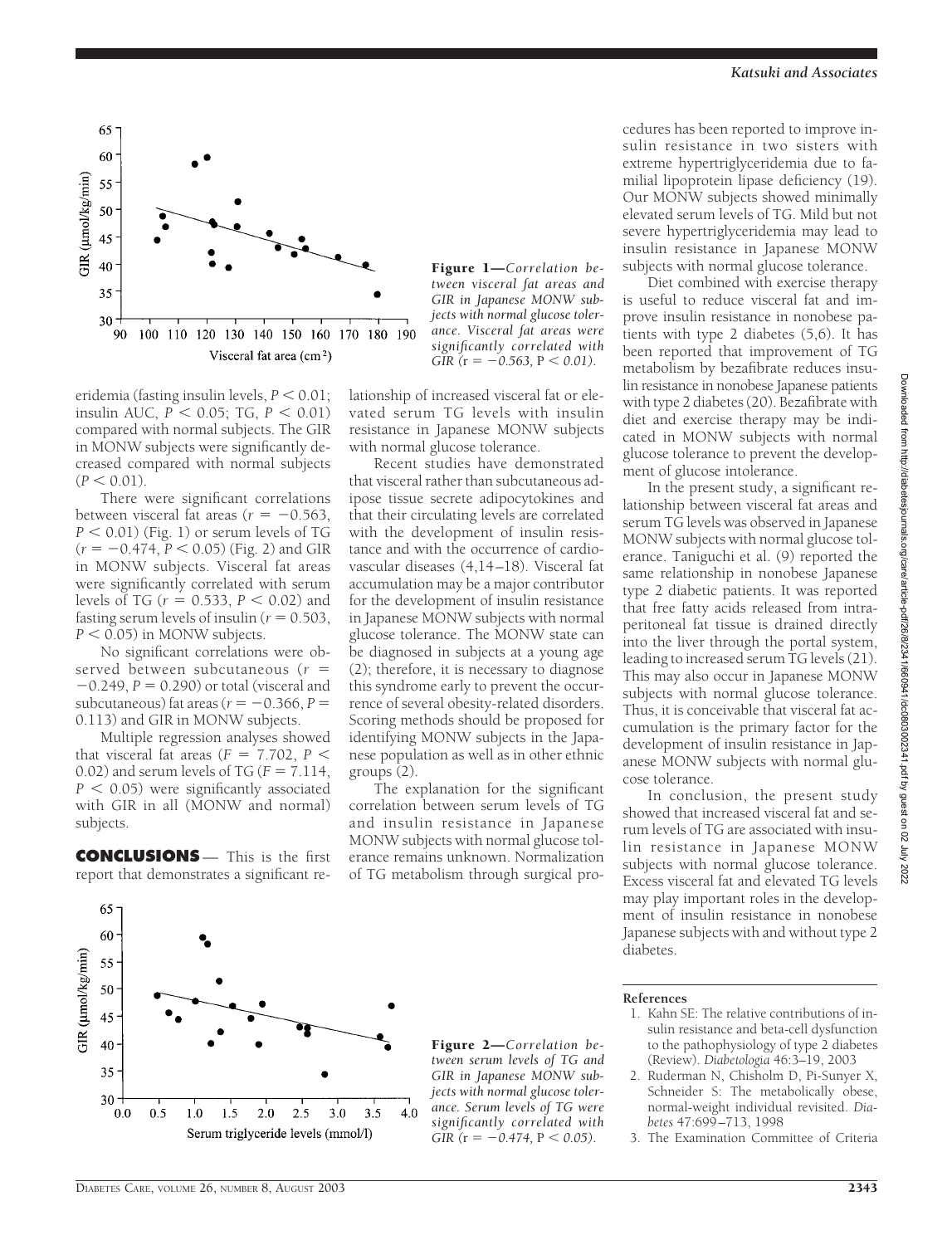Figure 1—*Correlation between visceral fat areas and GIR in Japanese MONW subjects with normal glucose tolerance. Visceral fat areas were significantly correlated with GIR (*r *= −0.563,* P *< 0.01).*

eridemia (fasting insulin levels, $P < 0.01$; insulin AUC, $P < 0.05$; TG, $P < 0.01$) compared with normal subjects. The GIR in MONW subjects were significantly decreased compared with normal subjects ($P < 0.01$).

There were significant correlations between visceral fat areas ($r = -0.563$, $P < 0.01$) (Fig. 1) or serum levels of TG ($r = -0.474$, $P < 0.05$) (Fig. 2) and GIR in MONW subjects. Visceral fat areas were significantly correlated with serum levels of TG ($r = 0.533$, $P < 0.02$) and fasting serum levels of insulin ($r = 0.503$, $P < 0.05$) in MONW subjects.

No significant correlations were observed between subcutaneous ($r = -0.249$, $P = 0.290$) or total (visceral and subcutaneous) fat areas ($r = -0.366$, $P = 0.113$) and GIR in MONW subjects.

Multiple regression analyses showed that visceral fat areas ($F = 7.702$, $P < 0.02$) and serum levels of TG ($F = 7.114$, $P < 0.05$) were significantly associated with GIR in all (MONW and normal) subjects.

## CONCLUSIONS

This is the first report that demonstrates a significant relationship of increased visceral fat or elevated serum TG levels with insulin resistance in Japanese MONW subjects with normal glucose tolerance.

Recent studies have demonstrated that visceral rather than subcutaneous adipose tissue secrete adipocytokines and that their circulating levels are correlated with the development of insulin resistance and with the occurrence of cardiovascular diseases (4,14–18). Visceral fat accumulation may be a major contributor for the development of insulin resistance in Japanese MONW subjects with normal glucose tolerance. The MONW state can be diagnosed in subjects at a young age (2); therefore, it is necessary to diagnose this syndrome early to prevent the occurrence of several obesity-related disorders. Scoring methods should be proposed for identifying MONW subjects in the Japanese population as well as in other ethnic groups (2).

The explanation for the significant correlation between serum levels of TG and insulin resistance in Japanese MONW subjects with normal glucose tolerance remains unknown. Normalization of TG metabolism through surgical procedures has been reported to improve insulin resistance in two sisters with extreme hypertriglyceridemia due to familial lipoprotein lipase deficiency (19). Our MONW subjects showed minimally elevated serum levels of TG. Mild but not severe hypertriglyceridemia may lead to insulin resistance in Japanese MONW subjects with normal glucose tolerance.

Diet combined with exercise therapy is useful to reduce visceral fat and improve insulin resistance in nonobese patients with type 2 diabetes (5,6). It has been reported that improvement of TG metabolism by bezafibrate reduces insulin resistance in nonobese Japanese patients with type 2 diabetes (20). Bezafibrate with diet and exercise therapy may be indicated in MONW subjects with normal glucose tolerance to prevent the development of glucose intolerance.

In the present study, a significant relationship between visceral fat areas and serum TG levels was observed in Japanese MONW subjects with normal glucose tolerance. Taniguchi et al. (9) reported the same relationship in nonobese Japanese type 2 diabetic patients. It was reported that free fatty acids released from intraperitoneal fat tissue is drained directly into the liver through the portal system, leading to increased serum TG levels (21). This may also occur in Japanese MONW subjects with normal glucose tolerance. Thus, it is conceivable that visceral fat accumulation is the primary factor for the development of insulin resistance in Japanese MONW subjects with normal glucose tolerance.

In conclusion, the present study showed that increased visceral fat and serum levels of TG are associated with insulin resistance in Japanese MONW subjects with normal glucose tolerance. Excess visceral fat and elevated TG levels may play important roles in the development of insulin resistance in nonobese Japanese subjects with and without type 2 diabetes.

Figure 2—*Correlation between serum levels of TG and GIR in Japanese MONW subjects with normal glucose tolerance. Serum levels of TG were significantly correlated with GIR (*r *= −0.474,* P *< 0.05).*

#### References

1. Kahn SE: The relative contributions of insulin resistance and beta-cell dysfunction to the pathophysiology of type 2 diabetes (Review). *Diabetologia* 46:3–19, 2003
2. Ruderman N, Chisholm D, Pi-Sunyer X, Schneider S: The metabolically obese, normal-weight individual revisited. *Diabetes* 47:699–713, 1998
3. The Examination Committee of Criteria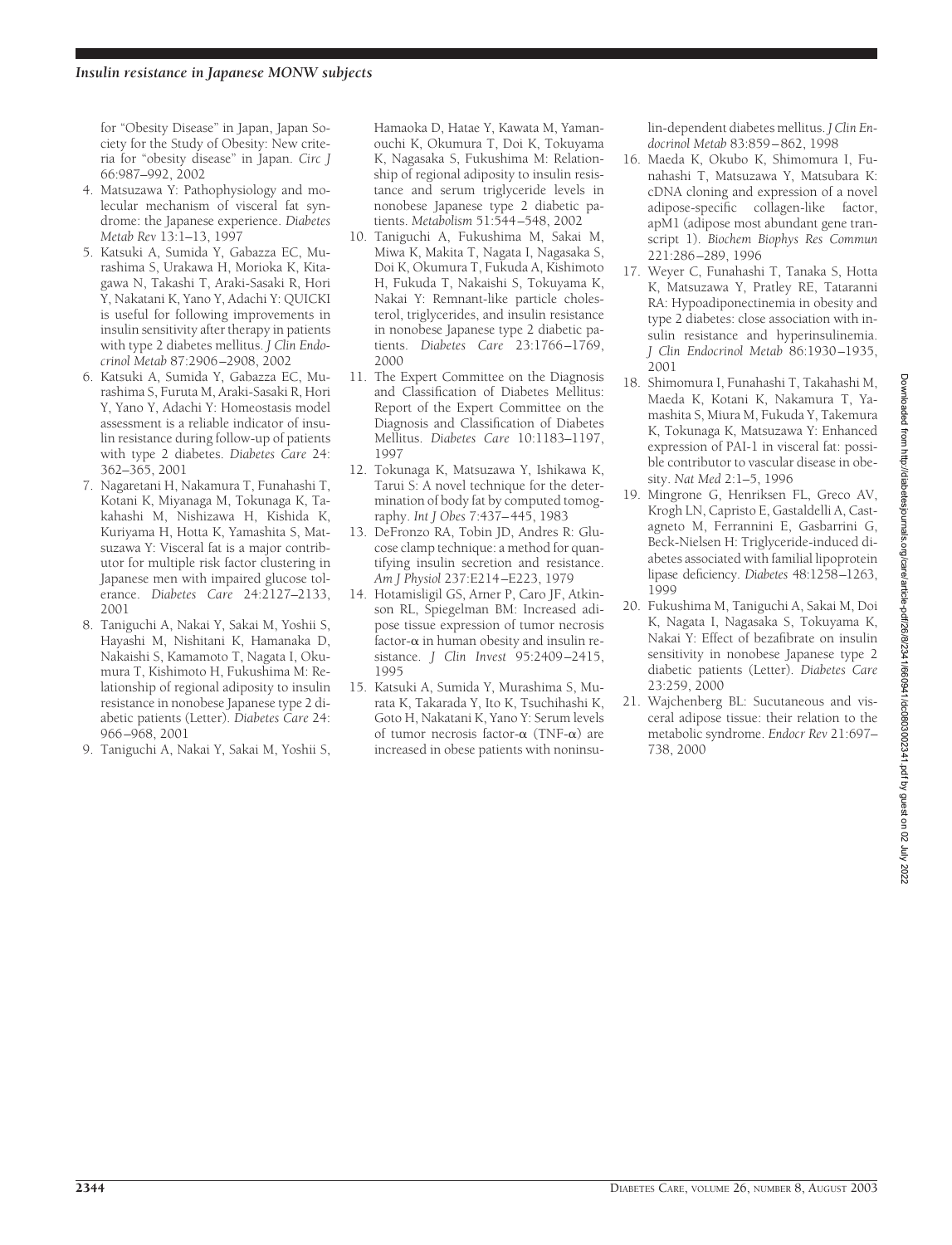for "Obesity Disease" in Japan, Japan Society for the Study of Obesity: New criteria for "obesity disease" in Japan. *Circ J* 66:987–992, 2002

4. Matsuzawa Y: Pathophysiology and molecular mechanism of visceral fat syndrome: the Japanese experience. *Diabetes Metab Rev* 13:1–13, 1997
5. Katsuki A, Sumida Y, Gabazza EC, Murashima S, Urakawa H, Morioka K, Kitagawa N, Takashi T, Araki-Sasaki R, Hori Y, Nakatani K, Yano Y, Adachi Y: QUICKI is useful for following improvements in insulin sensitivity after therapy in patients with type 2 diabetes mellitus. *J Clin Endocrinol Metab* 87:2906–2908, 2002
6. Katsuki A, Sumida Y, Gabazza EC, Murashima S, Furuta M, Araki-Sasaki R, Hori Y, Yano Y, Adachi Y: Homeostasis model assessment is a reliable indicator of insulin resistance during follow-up of patients with type 2 diabetes. *Diabetes Care* 24: 362–365, 2001
7. Nagaretani H, Nakamura T, Funahashi T, Kotani K, Miyanaga M, Tokunaga K, Takahashi M, Nishizawa H, Kishida K, Kuriyama H, Hotta K, Yamashita S, Matsuzawa Y: Visceral fat is a major contributor for multiple risk factor clustering in Japanese men with impaired glucose tolerance. *Diabetes Care* 24:2127–2133, 2001
8. Taniguchi A, Nakai Y, Sakai M, Yoshii S, Hayashi M, Nishitani K, Hamanaka D, Nakaishi S, Kamamoto T, Nagata I, Okumura T, Kishimoto H, Fukushima M: Relationship of regional adiposity to insulin resistance in nonobese Japanese type 2 diabetic patients (Letter). *Diabetes Care* 24: 966–968, 2001
9. Taniguchi A, Nakai Y, Sakai M, Yoshii S, Hamaoka D, Hatae Y, Kawata M, Yamanouchi K, Okumura T, Doi K, Tokuyama K, Nagasaka S, Fukushima M: Relationship of regional adiposity to insulin resistance and serum triglyceride levels in nonobese Japanese type 2 diabetic patients. *Metabolism* 51:544–548, 2002
10. Taniguchi A, Fukushima M, Sakai M, Miwa K, Makita T, Nagata I, Nagasaka S, Doi K, Okumura T, Fukuda A, Kishimoto H, Fukuda T, Nakaishi S, Tokuyama K, Nakai Y: Remnant-like particle cholesterol, triglycerides, and insulin resistance in nonobese Japanese type 2 diabetic patients. *Diabetes Care* 23:1766–1769, 2000
11. The Expert Committee on the Diagnosis and Classification of Diabetes Mellitus: Report of the Expert Committee on the Diagnosis and Classification of Diabetes Mellitus. *Diabetes Care* 10:1183–1197, 1997
12. Tokunaga K, Matsuzawa Y, Ishikawa K, Tarui S: A novel technique for the determination of body fat by computed tomography. *Int J Obes* 7:437–445, 1983
13. DeFronzo RA, Tobin JD, Andres R: Glucose clamp technique: a method for quantifying insulin secretion and resistance. *Am J Physiol* 237:E214–E223, 1979
14. Hotamisligil GS, Arner P, Caro JF, Atkinson RL, Spiegelman BM: Increased adipose tissue expression of tumor necrosis factor-α in human obesity and insulin resistance. *J Clin Invest* 95:2409–2415, 1995
15. Katsuki A, Sumida Y, Murashima S, Murata K, Takarada Y, Ito K, Tsuchihashi K, Goto H, Nakatani K, Yano Y: Serum levels of tumor necrosis factor-α (TNF-α) are increased in obese patients with noninsulin-dependent diabetes mellitus. *J Clin Endocrinol Metab* 83:859–862, 1998
16. Maeda K, Okubo K, Shimomura I, Funahashi T, Matsuzawa Y, Matsubara K: cDNA cloning and expression of a novel adipose-specific collagen-like factor, apM1 (adipose most abundant gene transcript 1). *Biochem Biophys Res Commun* 221:286–289, 1996
17. Weyer C, Funahashi T, Tanaka S, Hotta K, Matsuzawa Y, Pratley RE, Tataranni RA: Hypoadiponectinemia in obesity and type 2 diabetes: close association with insulin resistance and hyperinsulinemia. *J Clin Endocrinol Metab* 86:1930–1935, 2001
18. Shimomura I, Funahashi T, Takahashi M, Maeda K, Kotani K, Nakamura T, Yamashita S, Miura M, Fukuda Y, Takemura K, Tokunaga K, Matsuzawa Y: Enhanced expression of PAI-1 in visceral fat: possible contributor to vascular disease in obesity. *Nat Med* 2:1–5, 1996
19. Mingrone G, Henriksen FL, Greco AV, Krogh LN, Capristo E, Gastaldelli A, Castagneto M, Ferrannini E, Gasbarrini G, Beck-Nielsen H: Triglyceride-induced diabetes associated with familial lipoprotein lipase deficiency. *Diabetes* 48:1258–1263, 1999
20. Fukushima M, Taniguchi A, Sakai M, Doi K, Nagata I, Nagasaka S, Tokuyama K, Nakai Y: Effect of bezafibrate on insulin sensitivity in nonobese Japanese type 2 diabetic patients (Letter). *Diabetes Care* 23:259, 2000
21. Wajchenberg BL: Sucutaneous and visceral adipose tissue: their relation to the metabolic syndrome. *Endocr Rev* 21:697–738, 2000